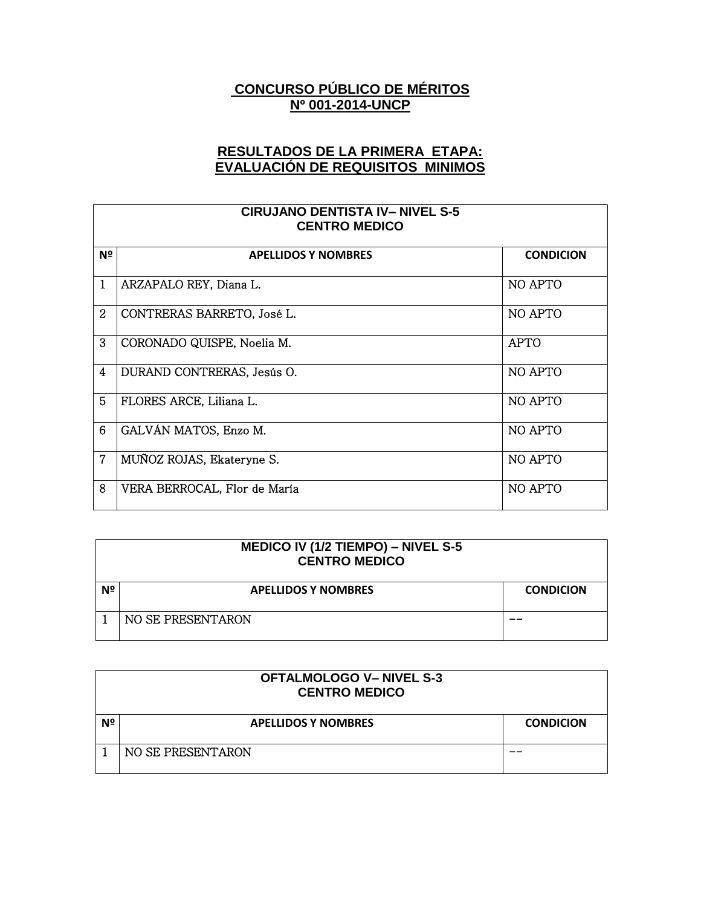# CONCURSO PÚBLICO DE MÉRITOS
# Nº 001-2014-UNCP

## RESULTADOS DE LA PRIMERA ETAPA: EVALUACIÓN DE REQUISITOS MINIMOS

| CIRUJANO DENTISTA IV– NIVEL S-5 CENTRO MEDICO | | |
|---|---|---|
| **Nº** | **APELLIDOS Y NOMBRES** | **CONDICION** |
| 1 | ARZAPALO REY, Diana L. | NO APTO |
| 2 | CONTRERAS BARRETO, José L. | NO APTO |
| 3 | CORONADO QUISPE, Noelia M. | APTO |
| 4 | DURAND CONTRERAS, Jesús O. | NO APTO |
| 5 | FLORES ARCE, Liliana L. | NO APTO |
| 6 | GALVÁN MATOS, Enzo M. | NO APTO |
| 7 | MUÑOZ ROJAS, Ekateryne S. | NO APTO |
| 8 | VERA BERROCAL, Flor de María | NO APTO |

| MEDICO IV (1/2 TIEMPO) – NIVEL S-5 CENTRO MEDICO | | |
|---|---|---|
| **Nº** | **APELLIDOS Y NOMBRES** | **CONDICION** |
| 1 | NO SE PRESENTARON | -- |

| OFTALMOLOGO V– NIVEL S-3 CENTRO MEDICO | | |
|---|---|---|
| **Nº** | **APELLIDOS Y NOMBRES** | **CONDICION** |
| 1 | NO SE PRESENTARON | -- |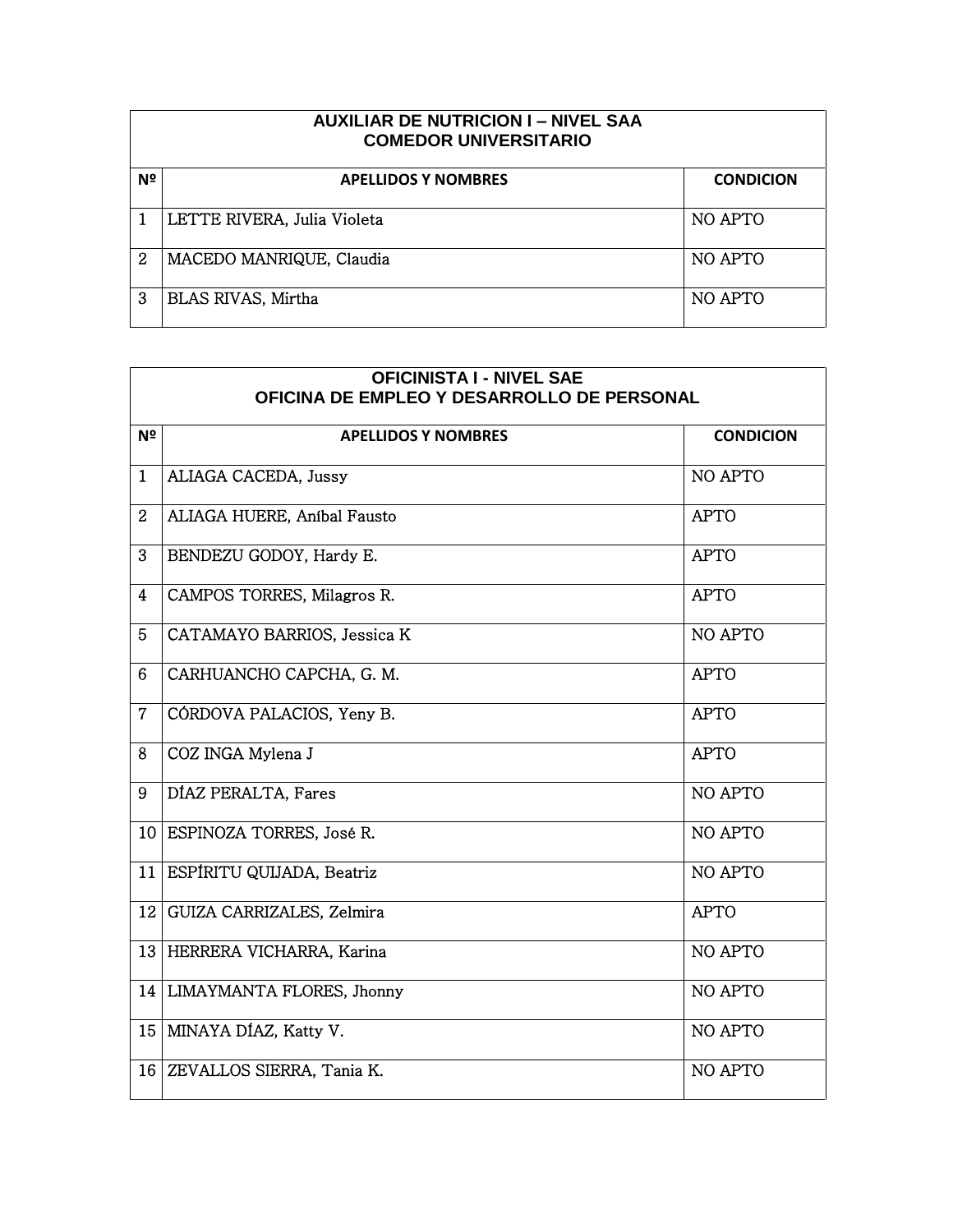| AUXILIAR DE NUTRICION I – NIVEL SAA<br>COMEDOR UNIVERSITARIO | | |
|---|---|---|
| **Nº** | **APELLIDOS Y NOMBRES** | **CONDICION** |
| 1 | LETTE RIVERA, Julia Violeta | NO APTO |
| 2 | MACEDO MANRIQUE, Claudia | NO APTO |
| 3 | BLAS RIVAS, Mirtha | NO APTO |

| OFICINISTA I - NIVEL SAE<br>OFICINA DE EMPLEO Y DESARROLLO DE PERSONAL | | |
|---|---|---|
| **Nº** | **APELLIDOS Y NOMBRES** | **CONDICION** |
| 1 | ALIAGA CACEDA, Jussy | NO APTO |
| 2 | ALIAGA HUERE, Aníbal Fausto | APTO |
| 3 | BENDEZU GODOY, Hardy E. | APTO |
| 4 | CAMPOS TORRES, Milagros R. | APTO |
| 5 | CATAMAYO BARRIOS, Jessica K | NO APTO |
| 6 | CARHUANCHO CAPCHA, G. M. | APTO |
| 7 | CÓRDOVA PALACIOS, Yeny B. | APTO |
| 8 | COZ INGA Mylena J | APTO |
| 9 | DÍAZ PERALTA, Fares | NO APTO |
| 10 | ESPINOZA TORRES, José R. | NO APTO |
| 11 | ESPÍRITU QUIJADA, Beatriz | NO APTO |
| 12 | GUIZA CARRIZALES, Zelmira | APTO |
| 13 | HERRERA VICHARRA, Karina | NO APTO |
| 14 | LIMAYMANTA FLORES, Jhonny | NO APTO |
| 15 | MINAYA DÍAZ, Katty V. | NO APTO |
| 16 | ZEVALLOS SIERRA, Tania K. | NO APTO |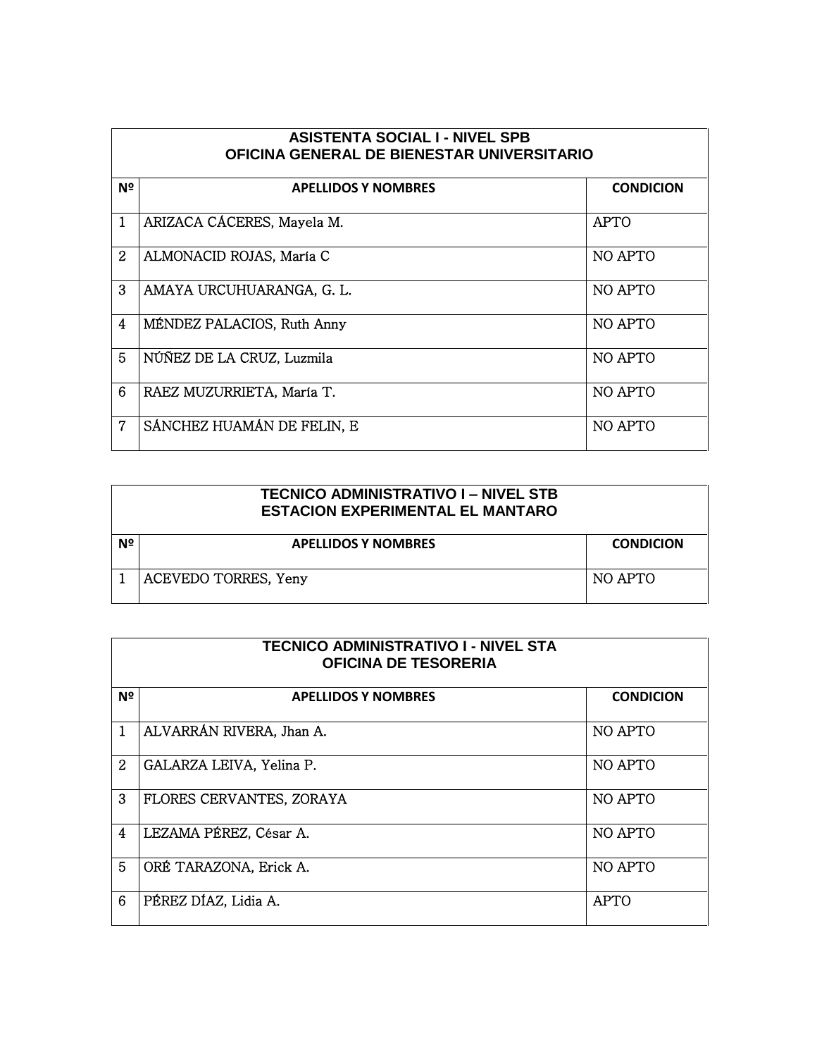| ASISTENTA SOCIAL I - NIVEL SPB<br>OFICINA GENERAL DE BIENESTAR UNIVERSITARIO | | |
|---|---|---|
| **Nº** | **APELLIDOS Y NOMBRES** | **CONDICION** |
| 1 | ARIZACA CÁCERES, Mayela M. | APTO |
| 2 | ALMONACID ROJAS, María C | NO APTO |
| 3 | AMAYA URCUHUARANGA, G. L. | NO APTO |
| 4 | MÉNDEZ PALACIOS, Ruth Anny | NO APTO |
| 5 | NÚÑEZ DE LA CRUZ, Luzmila | NO APTO |
| 6 | RAEZ MUZURRIETA, María T. | NO APTO |
| 7 | SÁNCHEZ HUAMÁN DE FELIN, E | NO APTO |

| TECNICO ADMINISTRATIVO I – NIVEL STB<br>ESTACION EXPERIMENTAL EL MANTARO | | |
|---|---|---|
| **Nº** | **APELLIDOS Y NOMBRES** | **CONDICION** |
| 1 | ACEVEDO TORRES, Yeny | NO APTO |

| TECNICO ADMINISTRATIVO I - NIVEL STA<br>OFICINA DE TESORERIA | | |
|---|---|---|
| **Nº** | **APELLIDOS Y NOMBRES** | **CONDICION** |
| 1 | ALVARRÁN RIVERA, Jhan A. | NO APTO |
| 2 | GALARZA LEIVA, Yelina P. | NO APTO |
| 3 | FLORES CERVANTES, ZORAYA | NO APTO |
| 4 | LEZAMA PÉREZ, César A. | NO APTO |
| 5 | ORÉ TARAZONA, Erick A. | NO APTO |
| 6 | PÉREZ DÍAZ, Lidia A. | APTO |